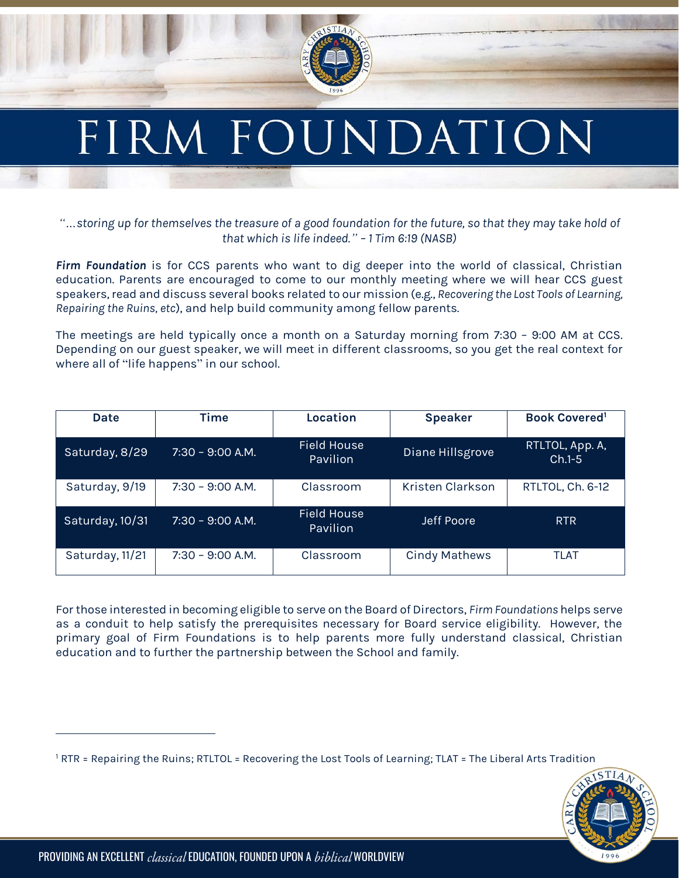# FIRM FOUNDATION

*"...storing up for themselves the treasure of a good foundation for the future, so that they may take hold of that which is life indeed." – 1 Tim 6:19 (NASB)*

***Firm Foundation*** is for CCS parents who want to dig deeper into the world of classical, Christian education. Parents are encouraged to come to our monthly meeting where we will hear CCS guest speakers, read and discuss several books related to our mission (*e.g., Recovering the Lost Tools of Learning, Repairing the Ruins, etc*), and help build community among fellow parents.

The meetings are held typically once a month on a Saturday morning from 7:30 – 9:00 AM at CCS. Depending on our guest speaker, we will meet in different classrooms, so you get the real context for where all of "life happens" in our school.

| Date | Time | Location | Speaker | Book Covered[1] |
|---|---|---|---|---|
| Saturday, 8/29 | 7:30 – 9:00 A.M. | Field House Pavilion | Diane Hillsgrove | RTLTOL, App. A, Ch.1-5 |
| Saturday, 9/19 | 7:30 – 9:00 A.M. | Classroom | Kristen Clarkson | RTLTOL, Ch. 6-12 |
| Saturday, 10/31 | 7:30 – 9:00 A.M. | Field House Pavilion | Jeff Poore | RTR |
| Saturday, 11/21 | 7:30 – 9:00 A.M. | Classroom | Cindy Mathews | TLAT |

For those interested in becoming eligible to serve on the Board of Directors, *Firm Foundations* helps serve as a conduit to help satisfy the prerequisites necessary for Board service eligibility. However, the primary goal of Firm Foundations is to help parents more fully understand classical, Christian education and to further the partnership between the School and family.

[1] RTR = Repairing the Ruins; RTLTOL = Recovering the Lost Tools of Learning; TLAT = The Liberal Arts Tradition

PROVIDING AN EXCELLENT *classical* EDUCATION, FOUNDED UPON A *biblical* WORLDVIEW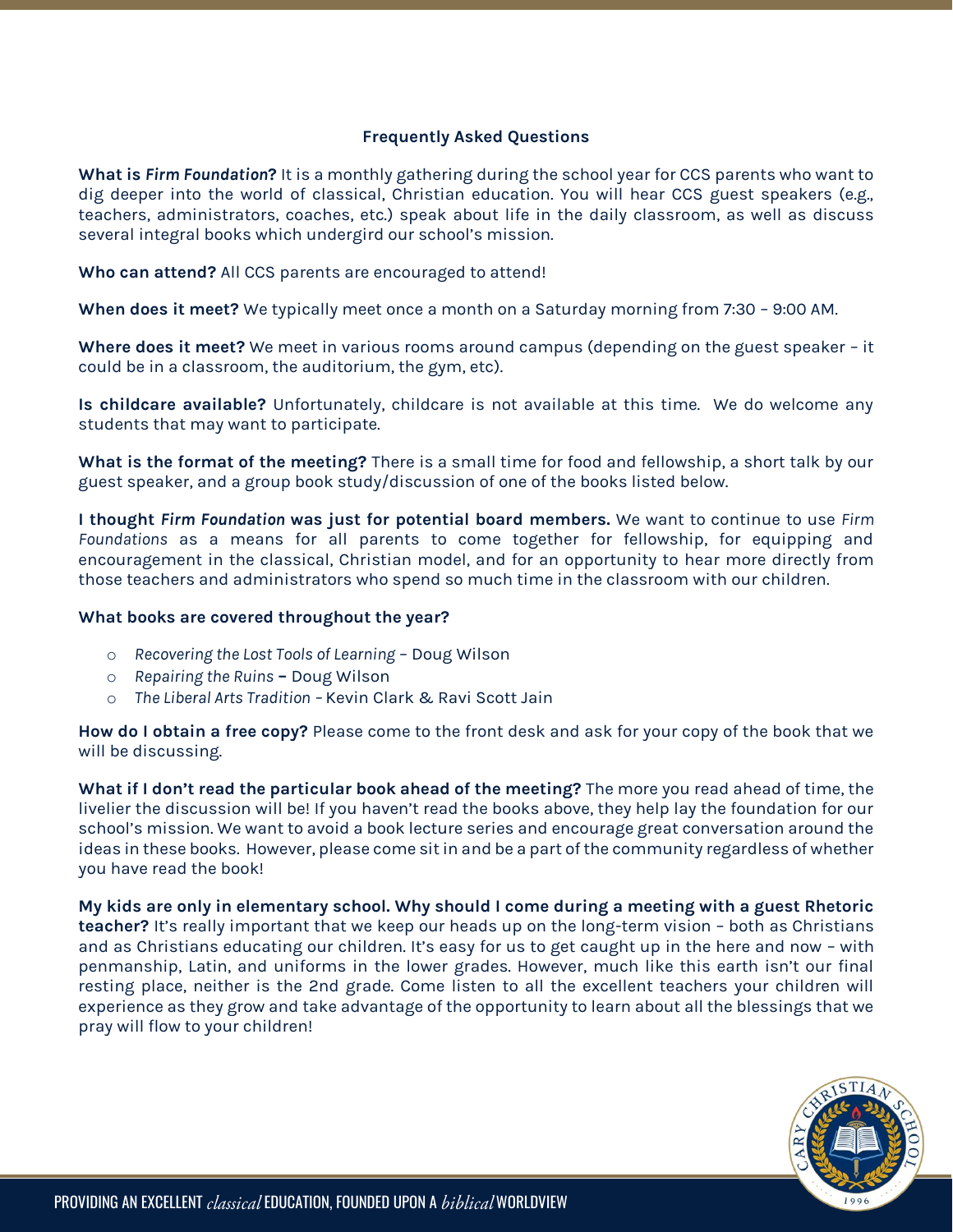## Frequently Asked Questions

**What is *Firm Foundation*?** It is a monthly gathering during the school year for CCS parents who want to dig deeper into the world of classical, Christian education. You will hear CCS guest speakers (e.g., teachers, administrators, coaches, etc.) speak about life in the daily classroom, as well as discuss several integral books which undergird our school's mission.

**Who can attend?** All CCS parents are encouraged to attend!

**When does it meet?** We typically meet once a month on a Saturday morning from 7:30 – 9:00 AM.

**Where does it meet?** We meet in various rooms around campus (depending on the guest speaker – it could be in a classroom, the auditorium, the gym, etc).

**Is childcare available?** Unfortunately, childcare is not available at this time. We do welcome any students that may want to participate.

**What is the format of the meeting?** There is a small time for food and fellowship, a short talk by our guest speaker, and a group book study/discussion of one of the books listed below.

**I thought *Firm Foundation* was just for potential board members.** We want to continue to use *Firm Foundations* as a means for all parents to come together for fellowship, for equipping and encouragement in the classical, Christian model, and for an opportunity to hear more directly from those teachers and administrators who spend so much time in the classroom with our children.

**What books are covered throughout the year?**

- *Recovering the Lost Tools of Learning* – Doug Wilson
- *Repairing the Ruins* – Doug Wilson
- *The Liberal Arts Tradition* – Kevin Clark & Ravi Scott Jain

**How do I obtain a free copy?** Please come to the front desk and ask for your copy of the book that we will be discussing.

**What if I don't read the particular book ahead of the meeting?** The more you read ahead of time, the livelier the discussion will be! If you haven't read the books above, they help lay the foundation for our school's mission. We want to avoid a book lecture series and encourage great conversation around the ideas in these books. However, please come sit in and be a part of the community regardless of whether you have read the book!

**My kids are only in elementary school. Why should I come during a meeting with a guest Rhetoric teacher?** It's really important that we keep our heads up on the long-term vision – both as Christians and as Christians educating our children. It's easy for us to get caught up in the here and now – with penmanship, Latin, and uniforms in the lower grades. However, much like this earth isn't our final resting place, neither is the 2nd grade. Come listen to all the excellent teachers your children will experience as they grow and take advantage of the opportunity to learn about all the blessings that we pray will flow to your children!